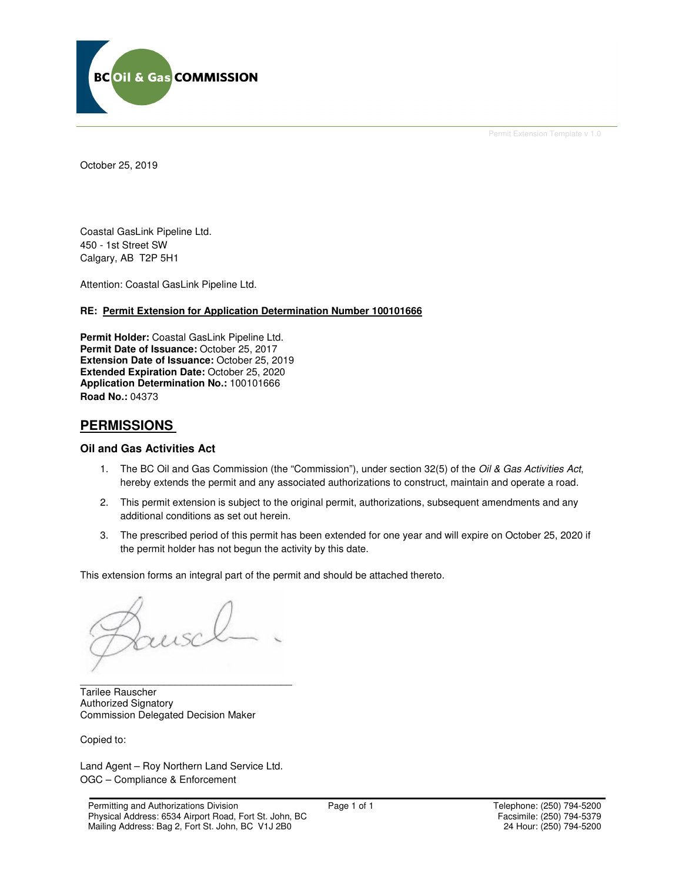Permit Extension Template v 1.0

October 25, 2019

Coastal GasLink Pipeline Ltd.
450 - 1st Street SW
Calgary, AB T2P 5H1

Attention: Coastal GasLink Pipeline Ltd.

**RE: Permit Extension for Application Determination Number 100101666**

**Permit Holder:** Coastal GasLink Pipeline Ltd.
**Permit Date of Issuance:** October 25, 2017
**Extension Date of Issuance:** October 25, 2019
**Extended Expiration Date:** October 25, 2020
**Application Determination No.:** 100101666
**Road No.:** 04373

## PERMISSIONS

### Oil and Gas Activities Act

1. The BC Oil and Gas Commission (the "Commission"), under section 32(5) of the *Oil & Gas Activities Act*, hereby extends the permit and any associated authorizations to construct, maintain and operate a road.
2. This permit extension is subject to the original permit, authorizations, subsequent amendments and any additional conditions as set out herein.
3. The prescribed period of this permit has been extended for one year and will expire on October 25, 2020 if the permit holder has not begun the activity by this date.

This extension forms an integral part of the permit and should be attached thereto.

Tarilee Rauscher
Authorized Signatory
Commission Delegated Decision Maker

Copied to:

Land Agent – Roy Northern Land Service Ltd.
OGC – Compliance & Enforcement

Permitting and Authorizations Division
Physical Address: 6534 Airport Road, Fort St. John, BC
Mailing Address: Bag 2, Fort St. John, BC V1J 2B0

Telephone: (250) 794-5200
Facsimile: (250) 794-5379
24 Hour: (250) 794-5200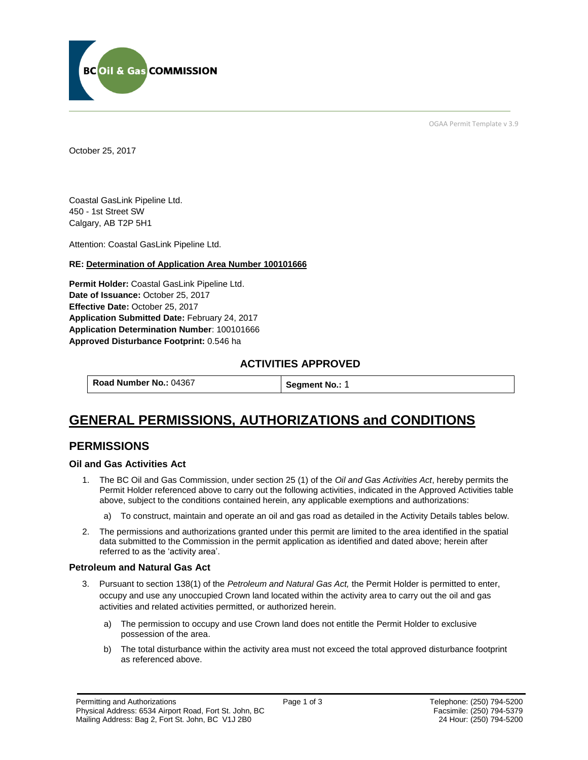OGAA Permit Template v 3.9

October 25, 2017

Coastal GasLink Pipeline Ltd.
450 - 1st Street SW
Calgary, AB T2P 5H1

Attention: Coastal GasLink Pipeline Ltd.

**RE: Determination of Application Area Number 100101666**

**Permit Holder:** Coastal GasLink Pipeline Ltd.
**Date of Issuance:** October 25, 2017
**Effective Date:** October 25, 2017
**Application Submitted Date:** February 24, 2017
**Application Determination Number**: 100101666
**Approved Disturbance Footprint:** 0.546 ha

## ACTIVITIES APPROVED

| **Road Number No.:** 04367 | **Segment No.:** 1 |
|---|---|

# GENERAL PERMISSIONS, AUTHORIZATIONS and CONDITIONS

## PERMISSIONS

### Oil and Gas Activities Act

1. The BC Oil and Gas Commission, under section 25 (1) of the *Oil and Gas Activities Act*, hereby permits the Permit Holder referenced above to carry out the following activities, indicated in the Approved Activities table above, subject to the conditions contained herein, any applicable exemptions and authorizations:
   a) To construct, maintain and operate an oil and gas road as detailed in the Activity Details tables below.
2. The permissions and authorizations granted under this permit are limited to the area identified in the spatial data submitted to the Commission in the permit application as identified and dated above; herein after referred to as the 'activity area'.

### Petroleum and Natural Gas Act

3. Pursuant to section 138(1) of the *Petroleum and Natural Gas Act,* the Permit Holder is permitted to enter, occupy and use any unoccupied Crown land located within the activity area to carry out the oil and gas activities and related activities permitted, or authorized herein.
   a) The permission to occupy and use Crown land does not entitle the Permit Holder to exclusive possession of the area.
   b) The total disturbance within the activity area must not exceed the total approved disturbance footprint as referenced above.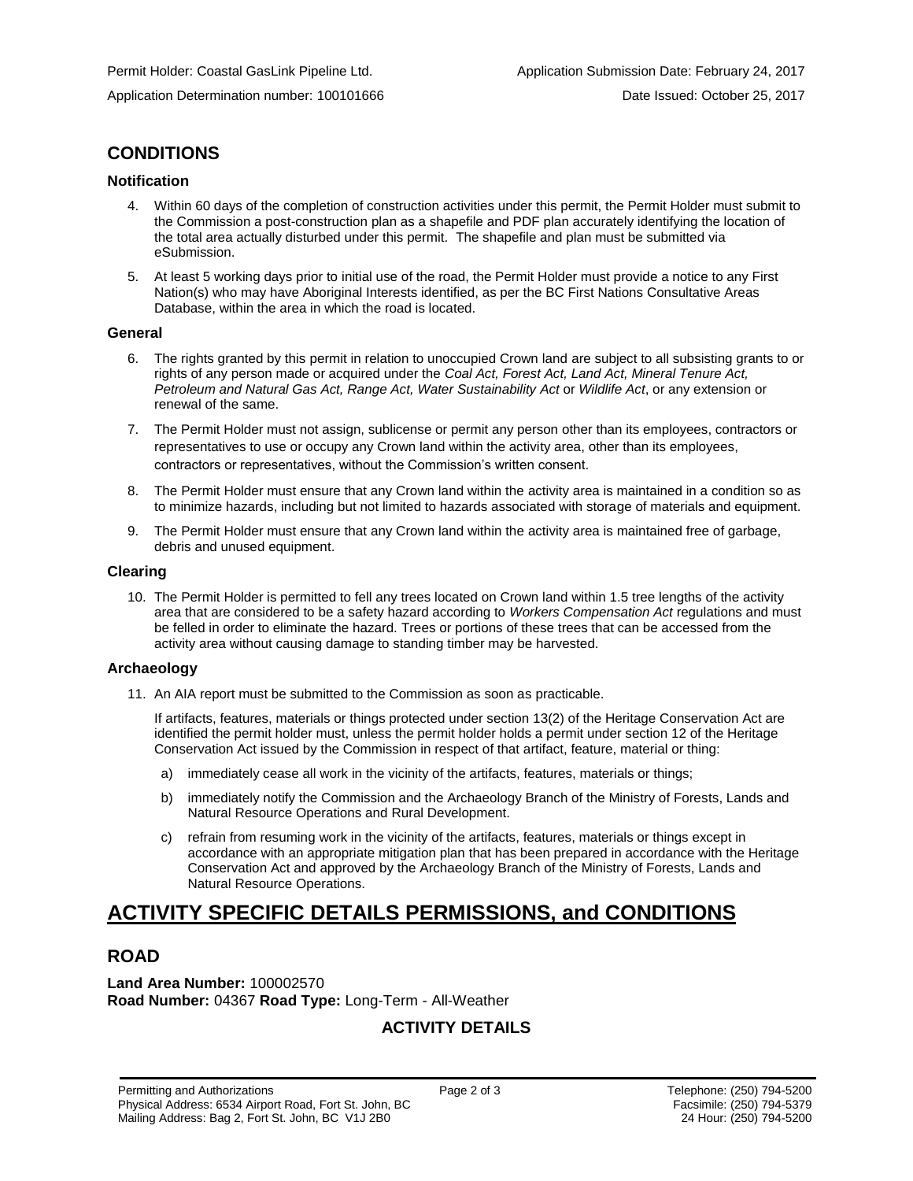Permit Holder: Coastal GasLink Pipeline Ltd. Application Submission Date: February 24, 2017

Application Determination number: 100101666 Date Issued: October 25, 2017

## CONDITIONS

### Notification

4. Within 60 days of the completion of construction activities under this permit, the Permit Holder must submit to the Commission a post-construction plan as a shapefile and PDF plan accurately identifying the location of the total area actually disturbed under this permit. The shapefile and plan must be submitted via eSubmission.
5. At least 5 working days prior to initial use of the road, the Permit Holder must provide a notice to any First Nation(s) who may have Aboriginal Interests identified, as per the BC First Nations Consultative Areas Database, within the area in which the road is located.

### General

6. The rights granted by this permit in relation to unoccupied Crown land are subject to all subsisting grants to or rights of any person made or acquired under the *Coal Act, Forest Act, Land Act, Mineral Tenure Act, Petroleum and Natural Gas Act, Range Act, Water Sustainability Act* or *Wildlife Act*, or any extension or renewal of the same.
7. The Permit Holder must not assign, sublicense or permit any person other than its employees, contractors or representatives to use or occupy any Crown land within the activity area, other than its employees, contractors or representatives, without the Commission's written consent.
8. The Permit Holder must ensure that any Crown land within the activity area is maintained in a condition so as to minimize hazards, including but not limited to hazards associated with storage of materials and equipment.
9. The Permit Holder must ensure that any Crown land within the activity area is maintained free of garbage, debris and unused equipment.

### Clearing

10. The Permit Holder is permitted to fell any trees located on Crown land within 1.5 tree lengths of the activity area that are considered to be a safety hazard according to *Workers Compensation Act* regulations and must be felled in order to eliminate the hazard. Trees or portions of these trees that can be accessed from the activity area without causing damage to standing timber may be harvested.

### Archaeology

11. An AIA report must be submitted to the Commission as soon as practicable.

    If artifacts, features, materials or things protected under section 13(2) of the Heritage Conservation Act are identified the permit holder must, unless the permit holder holds a permit under section 12 of the Heritage Conservation Act issued by the Commission in respect of that artifact, feature, material or thing:

    a) immediately cease all work in the vicinity of the artifacts, features, materials or things;
    b) immediately notify the Commission and the Archaeology Branch of the Ministry of Forests, Lands and Natural Resource Operations and Rural Development.
    c) refrain from resuming work in the vicinity of the artifacts, features, materials or things except in accordance with an appropriate mitigation plan that has been prepared in accordance with the Heritage Conservation Act and approved by the Archaeology Branch of the Ministry of Forests, Lands and Natural Resource Operations.

# ACTIVITY SPECIFIC DETAILS PERMISSIONS, and CONDITIONS

## ROAD

**Land Area Number:** 100002570
**Road Number:** 04367 **Road Type:** Long-Term - All-Weather

### ACTIVITY DETAILS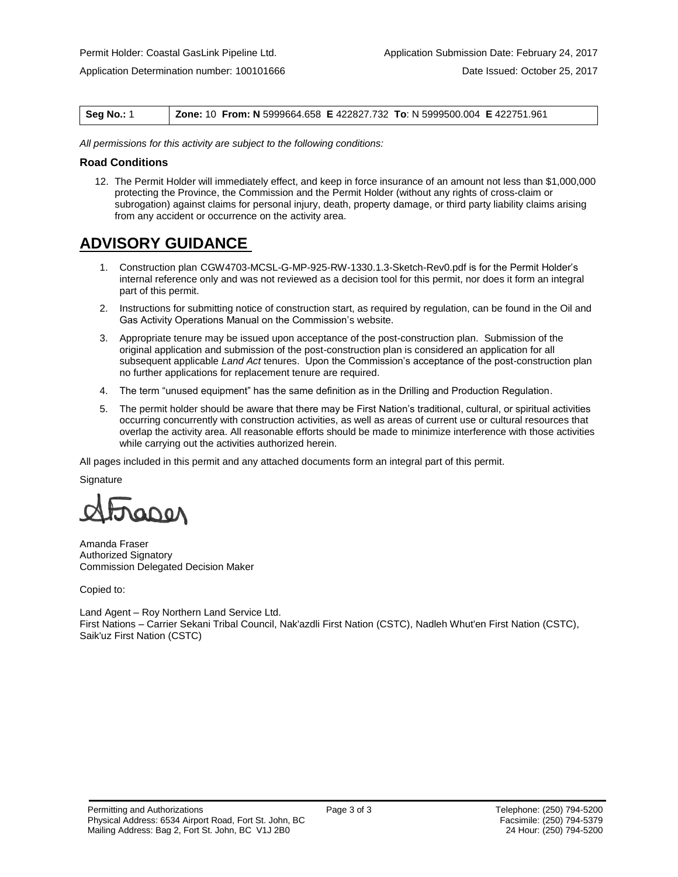Permit Holder: Coastal GasLink Pipeline Ltd.  Application Submission Date: February 24, 2017

Application Determination number: 100101666  Date Issued: October 25, 2017

| | |
|---|---|
| **Seg No.:** 1 | **Zone:** 10 **From: N** 5999664.658 **E** 422827.732 **To**: N 5999500.004 **E** 422751.961 |

*All permissions for this activity are subject to the following conditions:*

### Road Conditions

12. The Permit Holder will immediately effect, and keep in force insurance of an amount not less than $1,000,000 protecting the Province, the Commission and the Permit Holder (without any rights of cross-claim or subrogation) against claims for personal injury, death, property damage, or third party liability claims arising from any accident or occurrence on the activity area.

## ADVISORY GUIDANCE

1. Construction plan CGW4703-MCSL-G-MP-925-RW-1330.1.3-Sketch-Rev0.pdf is for the Permit Holder's internal reference only and was not reviewed as a decision tool for this permit, nor does it form an integral part of this permit.
2. Instructions for submitting notice of construction start, as required by regulation, can be found in the Oil and Gas Activity Operations Manual on the Commission's website.
3. Appropriate tenure may be issued upon acceptance of the post-construction plan. Submission of the original application and submission of the post-construction plan is considered an application for all subsequent applicable *Land Act* tenures. Upon the Commission's acceptance of the post-construction plan no further applications for replacement tenure are required.
4. The term "unused equipment" has the same definition as in the Drilling and Production Regulation.
5. The permit holder should be aware that there may be First Nation's traditional, cultural, or spiritual activities occurring concurrently with construction activities, as well as areas of current use or cultural resources that overlap the activity area. All reasonable efforts should be made to minimize interference with those activities while carrying out the activities authorized herein.

All pages included in this permit and any attached documents form an integral part of this permit.

Signature

Amanda Fraser
Authorized Signatory
Commission Delegated Decision Maker

Copied to:

Land Agent – Roy Northern Land Service Ltd.
First Nations – Carrier Sekani Tribal Council, Nak'azdli First Nation (CSTC), Nadleh Whut'en First Nation (CSTC), Saik'uz First Nation (CSTC)

Permitting and Authorizations
Physical Address: 6534 Airport Road, Fort St. John, BC
Mailing Address: Bag 2, Fort St. John, BC V1J 2B0

Telephone: (250) 794-5200
Facsimile: (250) 794-5379
24 Hour: (250) 794-5200